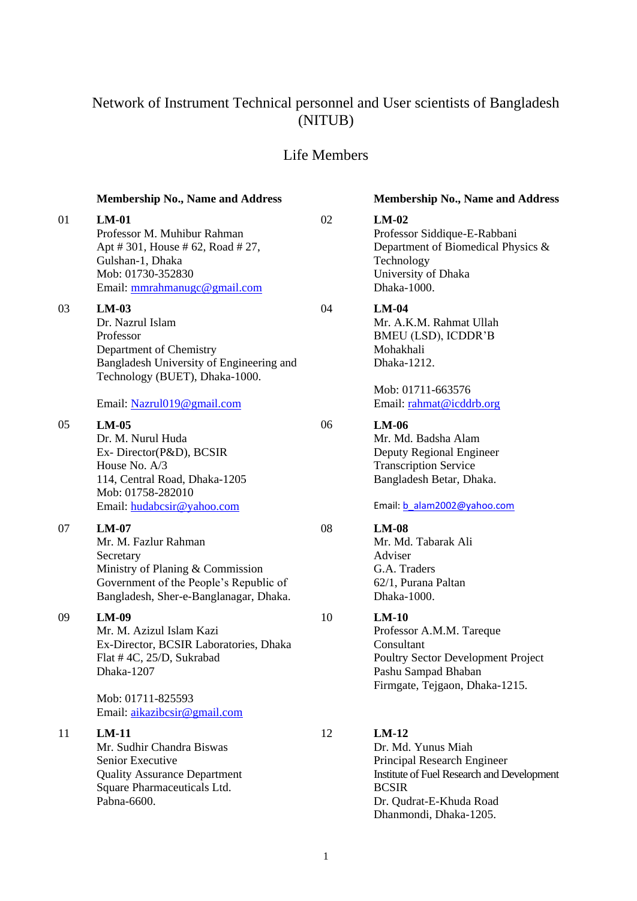# Network of Instrument Technical personnel and User scientists of Bangladesh (NITUB)

## Life Members

**Membership No., Name and Address**

01 **LM-01**
Professor M. Muhibur Rahman
Apt # 301, House # 62, Road # 27,
Gulshan-1, Dhaka
Mob: 01730-352830
Email: mmrahmanugc@gmail.com

02 **LM-02**
Professor Siddique-E-Rabbani
Department of Biomedical Physics & Technology
University of Dhaka
Dhaka-1000.

03 **LM-03**
Dr. Nazrul Islam
Professor
Department of Chemistry
Bangladesh University of Engineering and Technology (BUET), Dhaka-1000.

Email: Nazrul019@gmail.com

04 **LM-04**
Mr. A.K.M. Rahmat Ullah
BMEU (LSD), ICDDR'B
Mohakhali
Dhaka-1212.

Mob: 01711-663576
Email: rahmat@icddrb.org

05 **LM-05**
Dr. M. Nurul Huda
Ex- Director(P&D), BCSIR
House No. A/3
114, Central Road, Dhaka-1205
Mob: 01758-282010
Email: hudabcsir@yahoo.com

06 **LM-06**
Mr. Md. Badsha Alam
Deputy Regional Engineer
Transcription Service
Bangladesh Betar, Dhaka.

Email: b_alam2002@yahoo.com

07 **LM-07**
Mr. M. Fazlur Rahman
Secretary
Ministry of Planing & Commission
Government of the People's Republic of Bangladesh, Sher-e-Banglanagar, Dhaka.

08 **LM-08**
Mr. Md. Tabarak Ali
Adviser
G.A. Traders
62/1, Purana Paltan
Dhaka-1000.

09 **LM-09**
Mr. M. Azizul Islam Kazi
Ex-Director, BCSIR Laboratories, Dhaka
Flat # 4C, 25/D, Sukrabad
Dhaka-1207

Mob: 01711-825593
Email: aikazibcsir@gmail.com

10 **LM-10**
Professor A.M.M. Tareque
Consultant
Poultry Sector Development Project
Pashu Sampad Bhaban
Firmgate, Tejgaon, Dhaka-1215.

11 **LM-11**
Mr. Sudhir Chandra Biswas
Senior Executive
Quality Assurance Department
Square Pharmaceuticals Ltd.
Pabna-6600.

12 **LM-12**
Dr. Md. Yunus Miah
Principal Research Engineer
Institute of Fuel Research and Development
BCSIR
Dr. Qudrat-E-Khuda Road
Dhanmondi, Dhaka-1205.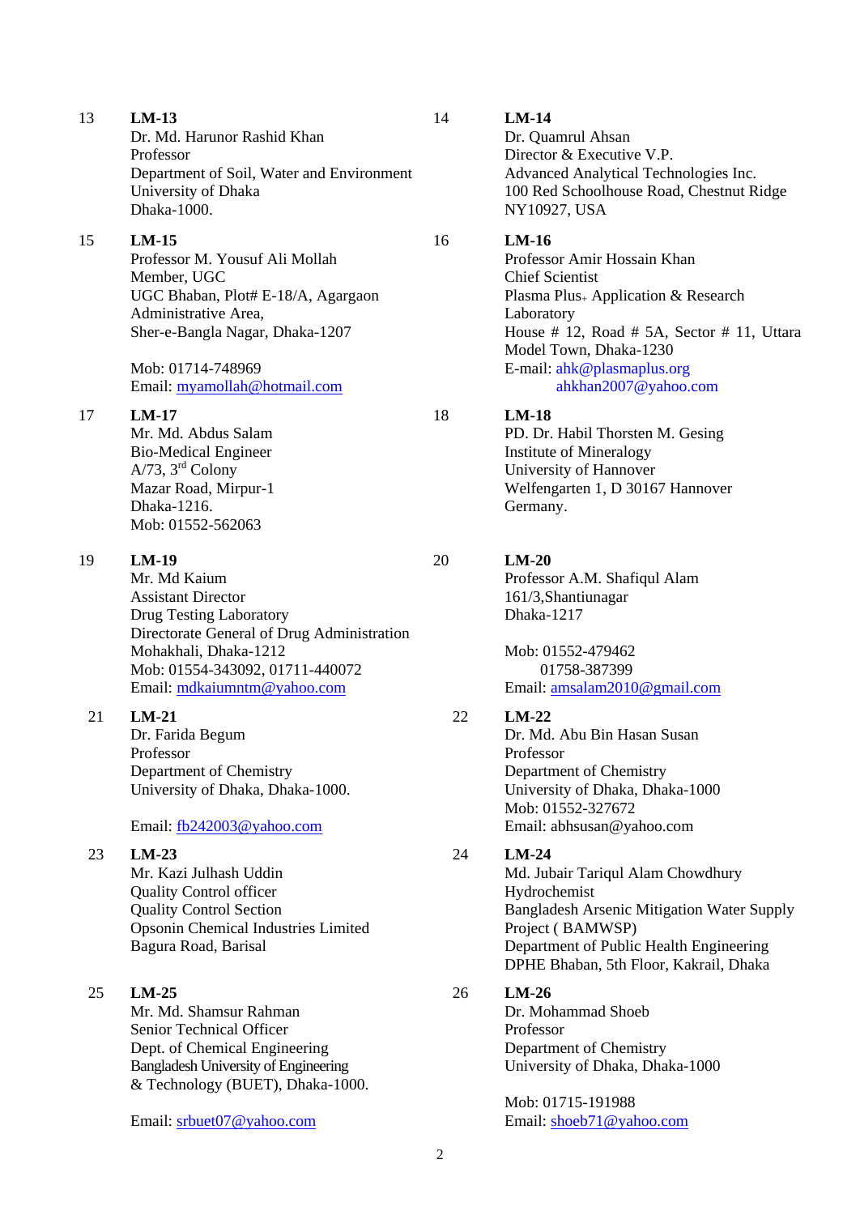13 **LM-13**
Dr. Md. Harunor Rashid Khan
Professor
Department of Soil, Water and Environment
University of Dhaka
Dhaka-1000.

14 **LM-14**
Dr. Quamrul Ahsan
Director & Executive V.P.
Advanced Analytical Technologies Inc.
100 Red Schoolhouse Road, Chestnut Ridge
NY10927, USA

15 **LM-15**
Professor M. Yousuf Ali Mollah
Member, UGC
UGC Bhaban, Plot# E-18/A, Agargaon
Administrative Area,
Sher-e-Bangla Nagar, Dhaka-1207

Mob: 01714-748969
Email: myamollah@hotmail.com

16 **LM-16**
Professor Amir Hossain Khan
Chief Scientist
Plasma Plus+ Application & Research Laboratory
House # 12, Road # 5A, Sector # 11, Uttara Model Town, Dhaka-1230
E-mail: ahk@plasmaplus.org
ahkhan2007@yahoo.com

17 **LM-17**
Mr. Md. Abdus Salam
Bio-Medical Engineer
A/73, 3rd Colony
Mazar Road, Mirpur-1
Dhaka-1216.
Mob: 01552-562063

18 **LM-18**
PD. Dr. Habil Thorsten M. Gesing
Institute of Mineralogy
University of Hannover
Welfengarten 1, D 30167 Hannover
Germany.

19 **LM-19**
Mr. Md Kaium
Assistant Director
Drug Testing Laboratory
Directorate General of Drug Administration
Mohakhali, Dhaka-1212
Mob: 01554-343092, 01711-440072
Email: mdkaiumntm@yahoo.com

20 **LM-20**
Professor A.M. Shafiqul Alam
161/3,Shantiunagar
Dhaka-1217

Mob: 01552-479462
01758-387399
Email: amsalam2010@gmail.com

21 **LM-21**
Dr. Farida Begum
Professor
Department of Chemistry
University of Dhaka, Dhaka-1000.

Email: fb242003@yahoo.com

22 **LM-22**
Dr. Md. Abu Bin Hasan Susan
Professor
Department of Chemistry
University of Dhaka, Dhaka-1000
Mob: 01552-327672
Email: abhsusan@yahoo.com

23 **LM-23**
Mr. Kazi Julhash Uddin
Quality Control officer
Quality Control Section
Opsonin Chemical Industries Limited
Bagura Road, Barisal

24 **LM-24**
Md. Jubair Tariqul Alam Chowdhury
Hydrochemist
Bangladesh Arsenic Mitigation Water Supply Project ( BAMWSP)
Department of Public Health Engineering
DPHE Bhaban, 5th Floor, Kakrail, Dhaka

25 **LM-25**
Mr. Md. Shamsur Rahman
Senior Technical Officer
Dept. of Chemical Engineering
Bangladesh University of Engineering & Technology (BUET), Dhaka-1000.

Email: srbuet07@yahoo.com

26 **LM-26**
Dr. Mohammad Shoeb
Professor
Department of Chemistry
University of Dhaka, Dhaka-1000

Mob: 01715-191988
Email: shoeb71@yahoo.com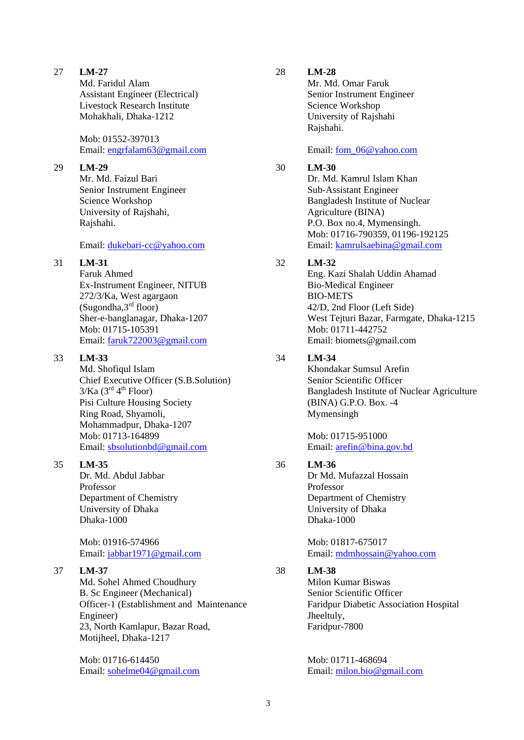27 **LM-27**
Md. Faridul Alam
Assistant Engineer (Electrical)
Livestock Research Institute
Mohakhali, Dhaka-1212

Mob: 01552-397013
Email: engrfalam63@gmail.com

28 **LM-28**
Mr. Md. Omar Faruk
Senior Instrument Engineer
Science Workshop
University of Rajshahi
Rajshahi.

Email: fom_06@yahoo.com

29 **LM-29**
Mr. Md. Faizul Bari
Senior Instrument Engineer
Science Workshop
University of Rajshahi,
Rajshahi.

Email: dukebari-cc@yahoo.com

30 **LM-30**
Dr. Md. Kamrul Islam Khan
Sub-Assistant Engineer
Bangladesh Institute of Nuclear
Agriculture (BINA)
P.O. Box no.4, Mymensingh.
Mob: 01716-790359, 01196-192125
Email: kamrulsaebina@gmail.com

31 **LM-31**
Faruk Ahmed
Ex-Instrument Engineer, NITUB
272/3/Ka, West agargaon
(Sugondha,3rd floor)
Sher-e-banglanagar, Dhaka-1207
Mob: 01715-105391
Email: faruk722003@gmail.com

32 **LM-32**
Eng. Kazi Shalah Uddin Ahamad
Bio-Medical Engineer
BIO-METS
42/D, 2nd Floor (Left Side)
West Tejturi Bazar, Farmgate, Dhaka-1215
Mob: 01711-442752
Email: biomets@gmail.com

33 **LM-33**
Md. Shofiqul Islam
Chief Executive Officer (S.B.Solution)
3/Ka (3rd 4th Floor)
Pisi Culture Housing Society
Ring Road, Shyamoli,
Mohammadpur, Dhaka-1207
Mob: 01713-164899
Email: sbsolutionbd@gmail.com

34 **LM-34**
Khondakar Sumsul Arefin
Senior Scientific Officer
Bangladesh Institute of Nuclear Agriculture
(BINA) G.P.O. Box. -4
Mymensingh

Mob: 01715-951000
Email: arefin@bina.gov.bd

35 **LM-35**
Dr. Md. Abdul Jabbar
Professor
Department of Chemistry
University of Dhaka
Dhaka-1000

Mob: 01916-574966
Email: jabbar1971@gmail.com

36 **LM-36**
Dr Md. Mufazzal Hossain
Professor
Department of Chemistry
University of Dhaka
Dhaka-1000

Mob: 01817-675017
Email: mdmhossain@yahoo.com

37 **LM-37**
Md. Sohel Ahmed Choudhury
B. Sc Engineer (Mechanical)
Officer-1 (Establishment and Maintenance Engineer)
23, North Kamlapur, Bazar Road,
Motijheel, Dhaka-1217

Mob: 01716-614450
Email: sohelme04@gmail.com

38 **LM-38**
Milon Kumar Biswas
Senior Scientific Officer
Faridpur Diabetic Association Hospital
Jheeltuly,
Faridpur-7800

Mob: 01711-468694
Email: milon.bio@gmail.com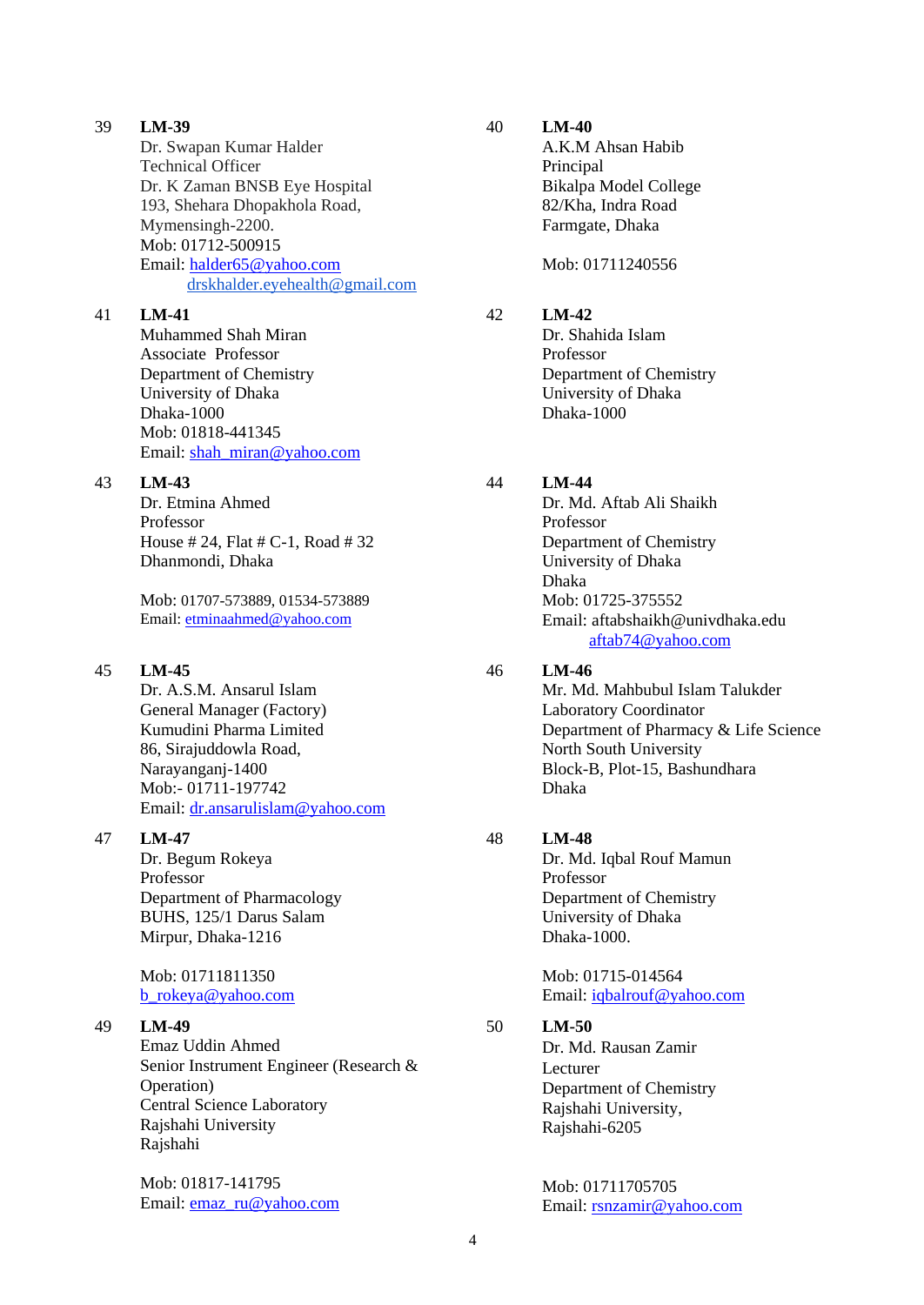39 **LM-39**
Dr. Swapan Kumar Halder
Technical Officer
Dr. K Zaman BNSB Eye Hospital
193, Shehara Dhopakhola Road,
Mymensingh-2200.
Mob: 01712-500915
Email: halder65@yahoo.com
drskhalder.eyehealth@gmail.com

40 **LM-40**
A.K.M Ahsan Habib
Principal
Bikalpa Model College
82/Kha, Indra Road
Farmgate, Dhaka

Mob: 01711240556

41 **LM-41**
Muhammed Shah Miran
Associate Professor
Department of Chemistry
University of Dhaka
Dhaka-1000
Mob: 01818-441345
Email: shah_miran@yahoo.com

42 **LM-42**
Dr. Shahida Islam
Professor
Department of Chemistry
University of Dhaka
Dhaka-1000

43 **LM-43**
Dr. Etmina Ahmed
Professor
House # 24, Flat # C-1, Road # 32
Dhanmondi, Dhaka

Mob: 01707-573889, 01534-573889
Email: etminaahmed@yahoo.com

44 **LM-44**
Dr. Md. Aftab Ali Shaikh
Professor
Department of Chemistry
University of Dhaka
Dhaka
Mob: 01725-375552
Email: aftabshaikh@univdhaka.edu
aftab74@yahoo.com

45 **LM-45**
Dr. A.S.M. Ansarul Islam
General Manager (Factory)
Kumudini Pharma Limited
86, Sirajuddowla Road,
Narayanganj-1400
Mob:- 01711-197742
Email: dr.ansarulislam@yahoo.com

46 **LM-46**
Mr. Md. Mahbubul Islam Talukder
Laboratory Coordinator
Department of Pharmacy & Life Science
North South University
Block-B, Plot-15, Bashundhara
Dhaka

47 **LM-47**
Dr. Begum Rokeya
Professor
Department of Pharmacology
BUHS, 125/1 Darus Salam
Mirpur, Dhaka-1216

Mob: 01711811350
b_rokeya@yahoo.com

48 **LM-48**
Dr. Md. Iqbal Rouf Mamun
Professor
Department of Chemistry
University of Dhaka
Dhaka-1000.

Mob: 01715-014564
Email: iqbalrouf@yahoo.com

49 **LM-49**
Emaz Uddin Ahmed
Senior Instrument Engineer (Research & Operation)
Central Science Laboratory
Rajshahi University
Rajshahi

Mob: 01817-141795
Email: emaz_ru@yahoo.com

50 **LM-50**
Dr. Md. Rausan Zamir
Lecturer
Department of Chemistry
Rajshahi University,
Rajshahi-6205

Mob: 01711705705
Email: rsnzamir@yahoo.com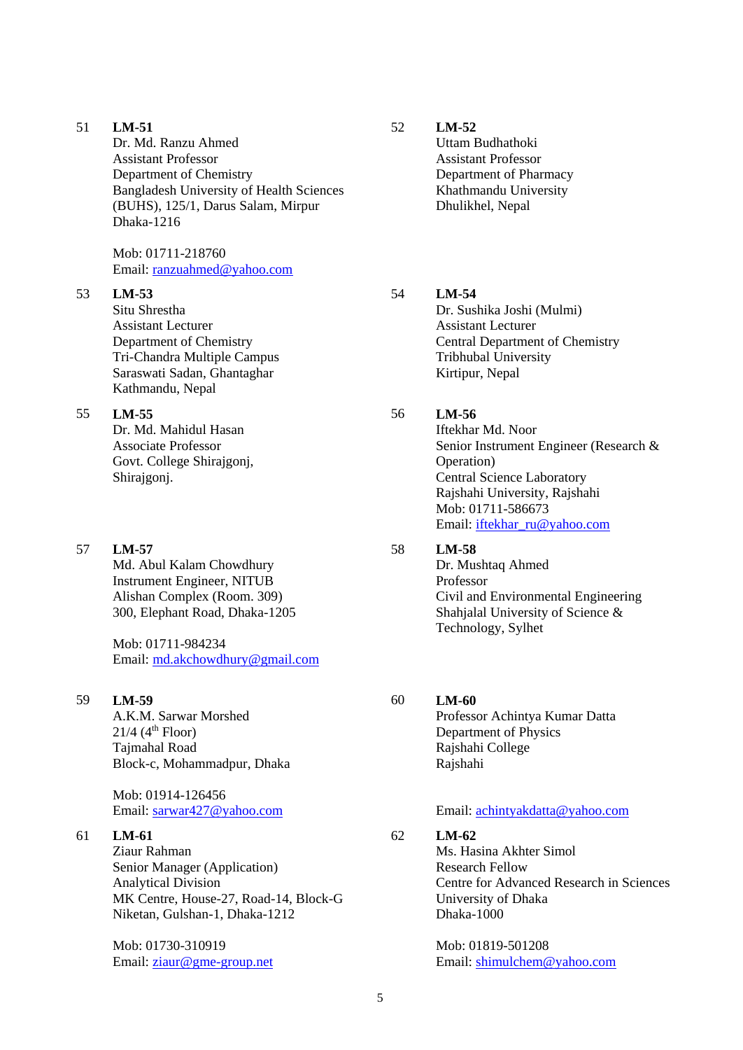51 **LM-51**
Dr. Md. Ranzu Ahmed
Assistant Professor
Department of Chemistry
Bangladesh University of Health Sciences (BUHS), 125/1, Darus Salam, Mirpur
Dhaka-1216

Mob: 01711-218760
Email: ranzuahmed@yahoo.com

52 **LM-52**
Uttam Budhathoki
Assistant Professor
Department of Pharmacy
Khathmandu University
Dhulikhel, Nepal

53 **LM-53**
Situ Shrestha
Assistant Lecturer
Department of Chemistry
Tri-Chandra Multiple Campus
Saraswati Sadan, Ghantaghar
Kathmandu, Nepal

54 **LM-54**
Dr. Sushika Joshi (Mulmi)
Assistant Lecturer
Central Department of Chemistry
Tribhubal University
Kirtipur, Nepal

55 **LM-55**
Dr. Md. Mahidul Hasan
Associate Professor
Govt. College Shirajgonj,
Shirajgonj.

56 **LM-56**
Iftekhar Md. Noor
Senior Instrument Engineer (Research & Operation)
Central Science Laboratory
Rajshahi University, Rajshahi
Mob: 01711-586673
Email: iftekhar_ru@yahoo.com

57 **LM-57**
Md. Abul Kalam Chowdhury
Instrument Engineer, NITUB
Alishan Complex (Room. 309)
300, Elephant Road, Dhaka-1205

Mob: 01711-984234
Email: md.akchowdhury@gmail.com

58 **LM-58**
Dr. Mushtaq Ahmed
Professor
Civil and Environmental Engineering
Shahjalal University of Science & Technology, Sylhet

59 **LM-59**
A.K.M. Sarwar Morshed
21/4 (4th Floor)
Tajmahal Road
Block-c, Mohammadpur, Dhaka

Mob: 01914-126456
Email: sarwar427@yahoo.com

60 **LM-60**
Professor Achintya Kumar Datta
Department of Physics
Rajshahi College
Rajshahi

Email: achintyakdatta@yahoo.com

61 **LM-61**
Ziaur Rahman
Senior Manager (Application)
Analytical Division
MK Centre, House-27, Road-14, Block-G
Niketan, Gulshan-1, Dhaka-1212

Mob: 01730-310919
Email: ziaur@gme-group.net

62 **LM-62**
Ms. Hasina Akhter Simol
Research Fellow
Centre for Advanced Research in Sciences
University of Dhaka
Dhaka-1000

Mob: 01819-501208
Email: shimulchem@yahoo.com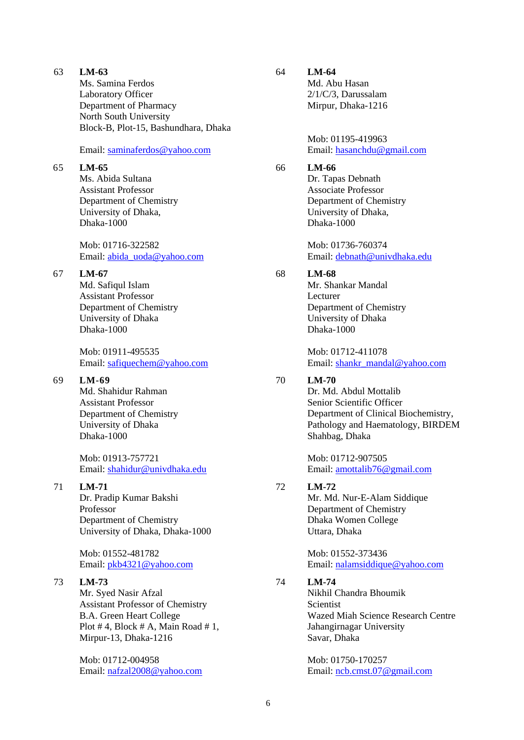63 **LM-63**
Ms. Samina Ferdos
Laboratory Officer
Department of Pharmacy
North South University
Block-B, Plot-15, Bashundhara, Dhaka

Email: saminaferdos@yahoo.com

64 **LM-64**
Md. Abu Hasan
2/1/C/3, Darussalam
Mirpur, Dhaka-1216

Mob: 01195-419963
Email: hasanchdu@gmail.com

65 **LM-65**
Ms. Abida Sultana
Assistant Professor
Department of Chemistry
University of Dhaka,
Dhaka-1000

Mob: 01716-322582
Email: abida_uoda@yahoo.com

66 **LM-66**
Dr. Tapas Debnath
Associate Professor
Department of Chemistry
University of Dhaka,
Dhaka-1000

Mob: 01736-760374
Email: debnath@univdhaka.edu

67 **LM-67**
Md. Safiqul Islam
Assistant Professor
Department of Chemistry
University of Dhaka
Dhaka-1000

Mob: 01911-495535
Email: safiquechem@yahoo.com

68 **LM-68**
Mr. Shankar Mandal
Lecturer
Department of Chemistry
University of Dhaka
Dhaka-1000

Mob: 01712-411078
Email: shankr_mandal@yahoo.com

69 **LM-69**
Md. Shahidur Rahman
Assistant Professor
Department of Chemistry
University of Dhaka
Dhaka-1000

Mob: 01913-757721
Email: shahidur@univdhaka.edu

70 **LM-70**
Dr. Md. Abdul Mottalib
Senior Scientific Officer
Department of Clinical Biochemistry,
Pathology and Haematology, BIRDEM
Shahbag, Dhaka

Mob: 01712-907505
Email: amottalib76@gmail.com

71 **LM-71**
Dr. Pradip Kumar Bakshi
Professor
Department of Chemistry
University of Dhaka, Dhaka-1000

Mob: 01552-481782
Email: pkb4321@yahoo.com

72 **LM-72**
Mr. Md. Nur-E-Alam Siddique
Department of Chemistry
Dhaka Women College
Uttara, Dhaka

Mob: 01552-373436
Email: nalamsiddique@yahoo.com

73 **LM-73**
Mr. Syed Nasir Afzal
Assistant Professor of Chemistry
B.A. Green Heart College
Plot # 4, Block # A, Main Road # 1,
Mirpur-13, Dhaka-1216

Mob: 01712-004958
Email: nafzal2008@yahoo.com

74 **LM-74**
Nikhil Chandra Bhoumik
Scientist
Wazed Miah Science Research Centre
Jahangirnagar University
Savar, Dhaka

Mob: 01750-170257
Email: ncb.cmst.07@gmail.com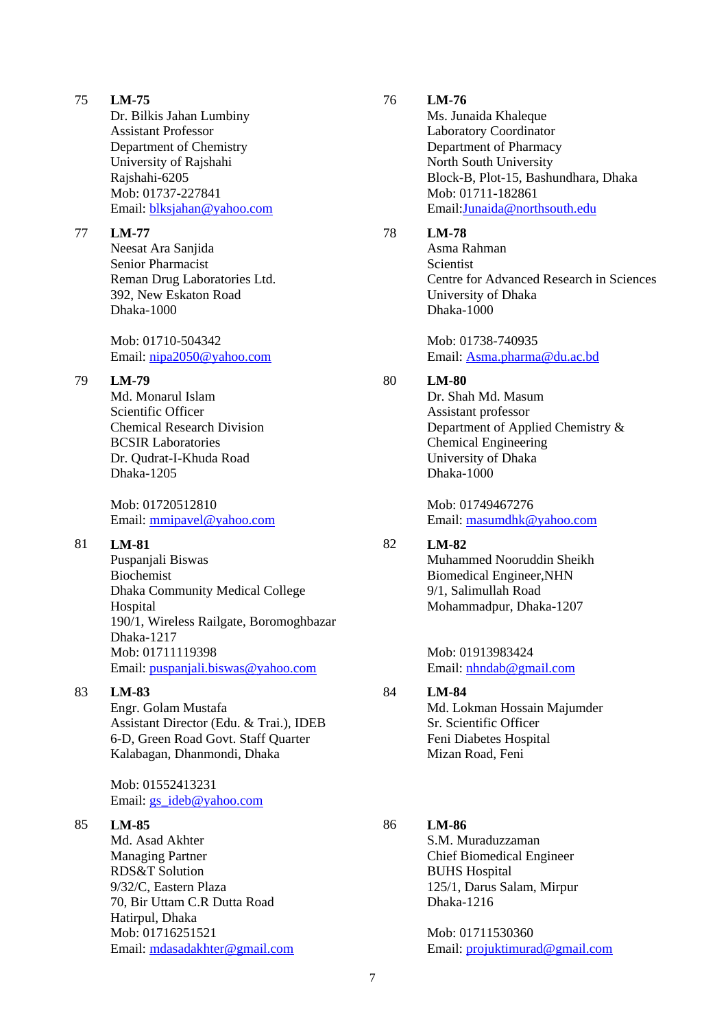75 **LM-75**
Dr. Bilkis Jahan Lumbiny
Assistant Professor
Department of Chemistry
University of Rajshahi
Rajshahi-6205
Mob: 01737-227841
Email: blksjahan@yahoo.com

76 **LM-76**
Ms. Junaida Khaleque
Laboratory Coordinator
Department of Pharmacy
North South University
Block-B, Plot-15, Bashundhara, Dhaka
Mob: 01711-182861
Email:Junaida@northsouth.edu

77 **LM-77**
Neesat Ara Sanjida
Senior Pharmacist
Reman Drug Laboratories Ltd.
392, New Eskaton Road
Dhaka-1000

Mob: 01710-504342
Email: nipa2050@yahoo.com

78 **LM-78**
Asma Rahman
Scientist
Centre for Advanced Research in Sciences
University of Dhaka
Dhaka-1000

Mob: 01738-740935
Email: Asma.pharma@du.ac.bd

79 **LM-79**
Md. Monarul Islam
Scientific Officer
Chemical Research Division
BCSIR Laboratories
Dr. Qudrat-I-Khuda Road
Dhaka-1205

Mob: 01720512810
Email: mmipavel@yahoo.com

80 **LM-80**
Dr. Shah Md. Masum
Assistant professor
Department of Applied Chemistry &
Chemical Engineering
University of Dhaka
Dhaka-1000

Mob: 01749467276
Email: masumdhk@yahoo.com

81 **LM-81**
Puspanjali Biswas
Biochemist
Dhaka Community Medical College
Hospital
190/1, Wireless Railgate, Boromoghbazar
Dhaka-1217
Mob: 01711119398
Email: puspanjali.biswas@yahoo.com

82 **LM-82**
Muhammed Nooruddin Sheikh
Biomedical Engineer,NHN
9/1, Salimullah Road
Mohammadpur, Dhaka-1207

Mob: 01913983424
Email: nhndab@gmail.com

83 **LM-83**
Engr. Golam Mustafa
Assistant Director (Edu. & Trai.), IDEB
6-D, Green Road Govt. Staff Quarter
Kalabagan, Dhanmondi, Dhaka

Mob: 01552413231
Email: gs_ideb@yahoo.com

84 **LM-84**
Md. Lokman Hossain Majumder
Sr. Scientific Officer
Feni Diabetes Hospital
Mizan Road, Feni

85 **LM-85**
Md. Asad Akhter
Managing Partner
RDS&T Solution
9/32/C, Eastern Plaza
70, Bir Uttam C.R Dutta Road
Hatirpul, Dhaka
Mob: 01716251521
Email: mdasadakhter@gmail.com

86 **LM-86**
S.M. Muraduzzaman
Chief Biomedical Engineer
BUHS Hospital
125/1, Darus Salam, Mirpur
Dhaka-1216

Mob: 01711530360
Email: projuktimurad@gmail.com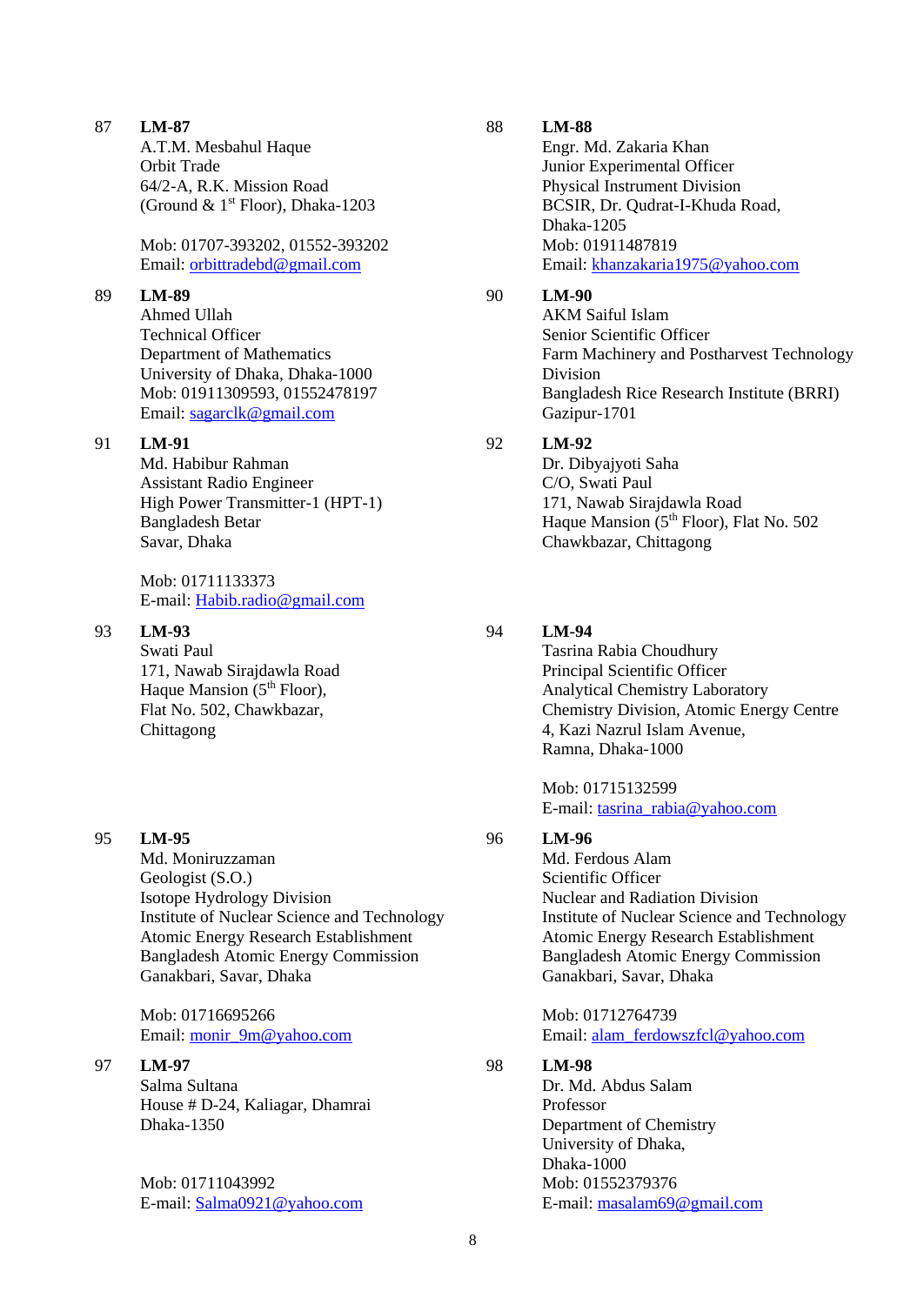87 **LM-87**
A.T.M. Mesbahul Haque
Orbit Trade
64/2-A, R.K. Mission Road
(Ground & 1st Floor), Dhaka-1203

Mob: 01707-393202, 01552-393202
Email: orbittradebd@gmail.com

88 **LM-88**
Engr. Md. Zakaria Khan
Junior Experimental Officer
Physical Instrument Division
BCSIR, Dr. Qudrat-I-Khuda Road,
Dhaka-1205
Mob: 01911487819
Email: khanzakaria1975@yahoo.com

89 **LM-89**
Ahmed Ullah
Technical Officer
Department of Mathematics
University of Dhaka, Dhaka-1000
Mob: 01911309593, 01552478197
Email: sagarclk@gmail.com

90 **LM-90**
AKM Saiful Islam
Senior Scientific Officer
Farm Machinery and Postharvest Technology Division
Bangladesh Rice Research Institute (BRRI)
Gazipur-1701

91 **LM-91**
Md. Habibur Rahman
Assistant Radio Engineer
High Power Transmitter-1 (HPT-1)
Bangladesh Betar
Savar, Dhaka

Mob: 01711133373
E-mail: Habib.radio@gmail.com

92 **LM-92**
Dr. Dibyajyoti Saha
C/O, Swati Paul
171, Nawab Sirajdawla Road
Haque Mansion (5th Floor), Flat No. 502
Chawkbazar, Chittagong

93 **LM-93**
Swati Paul
171, Nawab Sirajdawla Road
Haque Mansion (5th Floor),
Flat No. 502, Chawkbazar,
Chittagong

94 **LM-94**
Tasrina Rabia Choudhury
Principal Scientific Officer
Analytical Chemistry Laboratory
Chemistry Division, Atomic Energy Centre
4, Kazi Nazrul Islam Avenue,
Ramna, Dhaka-1000

Mob: 01715132599
E-mail: tasrina_rabia@yahoo.com

95 **LM-95**
Md. Moniruzzaman
Geologist (S.O.)
Isotope Hydrology Division
Institute of Nuclear Science and Technology
Atomic Energy Research Establishment
Bangladesh Atomic Energy Commission
Ganakbari, Savar, Dhaka

Mob: 01716695266
Email: monir_9m@yahoo.com

96 **LM-96**
Md. Ferdous Alam
Scientific Officer
Nuclear and Radiation Division
Institute of Nuclear Science and Technology
Atomic Energy Research Establishment
Bangladesh Atomic Energy Commission
Ganakbari, Savar, Dhaka

Mob: 01712764739
Email: alam_ferdowszfcl@yahoo.com

97 **LM-97**
Salma Sultana
House # D-24, Kaliagar, Dhamrai
Dhaka-1350

Mob: 01711043992
E-mail: Salma0921@yahoo.com

98 **LM-98**
Dr. Md. Abdus Salam
Professor
Department of Chemistry
University of Dhaka,
Dhaka-1000
Mob: 01552379376
E-mail: masalam69@gmail.com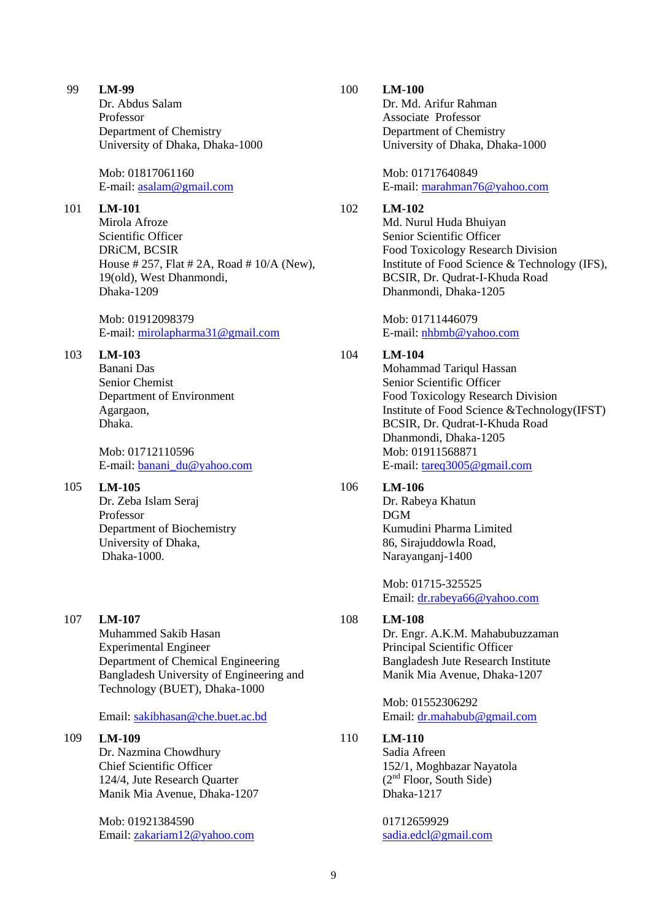99 **LM-99**
Dr. Abdus Salam
Professor
Department of Chemistry
University of Dhaka, Dhaka-1000

Mob: 01817061160
E-mail: asalam@gmail.com

100 **LM-100**
Dr. Md. Arifur Rahman
Associate Professor
Department of Chemistry
University of Dhaka, Dhaka-1000

Mob: 01717640849
E-mail: marahman76@yahoo.com

101 **LM-101**
Mirola Afroze
Scientific Officer
DRiCM, BCSIR
House # 257, Flat # 2A, Road # 10/A (New), 19(old), West Dhanmondi,
Dhaka-1209

Mob: 01912098379
E-mail: mirolapharma31@gmail.com

102 **LM-102**
Md. Nurul Huda Bhuiyan
Senior Scientific Officer
Food Toxicology Research Division
Institute of Food Science & Technology (IFS),
BCSIR, Dr. Qudrat-I-Khuda Road
Dhanmondi, Dhaka-1205

Mob: 01711446079
E-mail: nhbmb@yahoo.com

103 **LM-103**
Banani Das
Senior Chemist
Department of Environment
Agargaon,
Dhaka.

Mob: 01712110596
E-mail: banani_du@yahoo.com

104 **LM-104**
Mohammad Tariqul Hassan
Senior Scientific Officer
Food Toxicology Research Division
Institute of Food Science &Technology(IFST)
BCSIR, Dr. Qudrat-I-Khuda Road
Dhanmondi, Dhaka-1205
Mob: 01911568871
E-mail: tareq3005@gmail.com

105 **LM-105**
Dr. Zeba Islam Seraj
Professor
Department of Biochemistry
University of Dhaka,
Dhaka-1000.

106 **LM-106**
Dr. Rabeya Khatun
DGM
Kumudini Pharma Limited
86, Sirajuddowla Road,
Narayanganj-1400

Mob: 01715-325525
Email: dr.rabeya66@yahoo.com

107 **LM-107**
Muhammed Sakib Hasan
Experimental Engineer
Department of Chemical Engineering
Bangladesh University of Engineering and Technology (BUET), Dhaka-1000

Email: sakibhasan@che.buet.ac.bd

108 **LM-108**
Dr. Engr. A.K.M. Mahabubuzzaman
Principal Scientific Officer
Bangladesh Jute Research Institute
Manik Mia Avenue, Dhaka-1207

Mob: 01552306292
Email: dr.mahabub@gmail.com

109 **LM-109**
Dr. Nazmina Chowdhury
Chief Scientific Officer
124/4, Jute Research Quarter
Manik Mia Avenue, Dhaka-1207

Mob: 01921384590
Email: zakariam12@yahoo.com

110 **LM-110**
Sadia Afreen
152/1, Moghbazar Nayatola
(2nd Floor, South Side)
Dhaka-1217

01712659929
sadia.edcl@gmail.com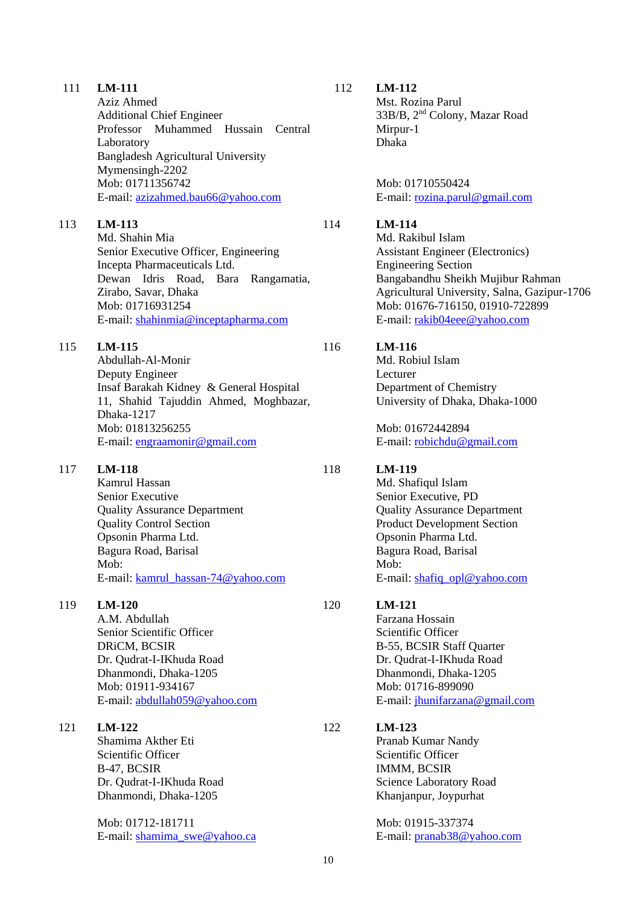111 **LM-111**
Aziz Ahmed
Additional Chief Engineer
Professor Muhammed Hussain Central Laboratory
Bangladesh Agricultural University
Mymensingh-2202
Mob: 01711356742
E-mail: azizahmed.bau66@yahoo.com

112 **LM-112**
Mst. Rozina Parul
33B/B, 2nd Colony, Mazar Road
Mirpur-1
Dhaka

Mob: 01710550424
E-mail: rozina.parul@gmail.com

113 **LM-113**
Md. Shahin Mia
Senior Executive Officer, Engineering
Incepta Pharmaceuticals Ltd.
Dewan Idris Road, Bara Rangamatia, Zirabo, Savar, Dhaka
Mob: 01716931254
E-mail: shahinmia@inceptapharma.com

114 **LM-114**
Md. Rakibul Islam
Assistant Engineer (Electronics)
Engineering Section
Bangabandhu Sheikh Mujibur Rahman Agricultural University, Salna, Gazipur-1706
Mob: 01676-716150, 01910-722899
E-mail: rakib04eee@yahoo.com

115 **LM-115**
Abdullah-Al-Monir
Deputy Engineer
Insaf Barakah Kidney & General Hospital
11, Shahid Tajuddin Ahmed, Moghbazar, Dhaka-1217
Mob: 01813256255
E-mail: engraamonir@gmail.com

116 **LM-116**
Md. Robiul Islam
Lecturer
Department of Chemistry
University of Dhaka, Dhaka-1000

Mob: 01672442894
E-mail: robichdu@gmail.com

117 **LM-118**
Kamrul Hassan
Senior Executive
Quality Assurance Department
Quality Control Section
Opsonin Pharma Ltd.
Bagura Road, Barisal
Mob:
E-mail: kamrul_hassan-74@yahoo.com

118 **LM-119**
Md. Shafiqul Islam
Senior Executive, PD
Quality Assurance Department
Product Development Section
Opsonin Pharma Ltd.
Bagura Road, Barisal
Mob:
E-mail: shafiq_opl@yahoo.com

119 **LM-120**
A.M. Abdullah
Senior Scientific Officer
DRiCM, BCSIR
Dr. Qudrat-I-IKhuda Road
Dhanmondi, Dhaka-1205
Mob: 01911-934167
E-mail: abdullah059@yahoo.com

120 **LM-121**
Farzana Hossain
Scientific Officer
B-55, BCSIR Staff Quarter
Dr. Qudrat-I-IKhuda Road
Dhanmondi, Dhaka-1205
Mob: 01716-899090
E-mail: jhunifarzana@gmail.com

121 **LM-122**
Shamima Akther Eti
Scientific Officer
B-47, BCSIR
Dr. Qudrat-I-IKhuda Road
Dhanmondi, Dhaka-1205

Mob: 01712-181711
E-mail: shamima_swe@yahoo.ca

122 **LM-123**
Pranab Kumar Nandy
Scientific Officer
IMMM, BCSIR
Science Laboratory Road
Khanjanpur, Joypurhat

Mob: 01915-337374
E-mail: pranab38@yahoo.com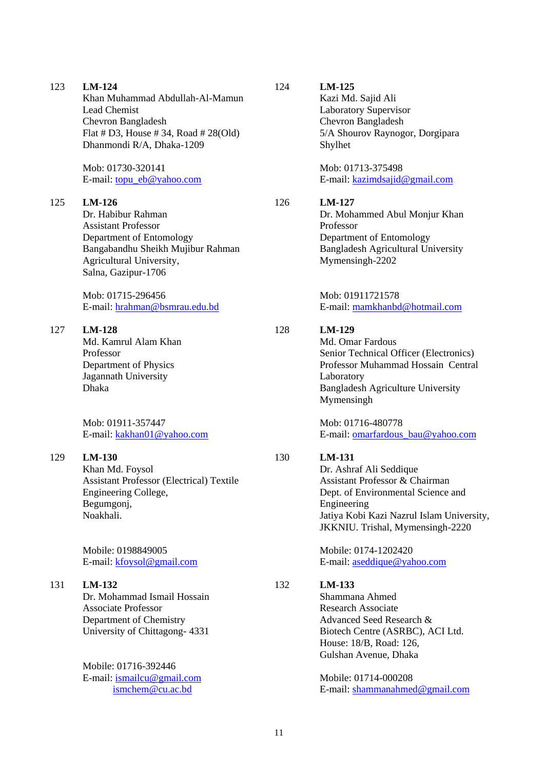123 **LM-124**
Khan Muhammad Abdullah-Al-Mamun
Lead Chemist
Chevron Bangladesh
Flat # D3, House # 34, Road # 28(Old)
Dhanmondi R/A, Dhaka-1209

Mob: 01730-320141
E-mail: topu_eb@yahoo.com

124 **LM-125**
Kazi Md. Sajid Ali
Laboratory Supervisor
Chevron Bangladesh
5/A Shourov Raynogor, Dorgipara
Shylhet

Mob: 01713-375498
E-mail: kazimdsajid@gmail.com

125 **LM-126**
Dr. Habibur Rahman
Assistant Professor
Department of Entomology
Bangabandhu Sheikh Mujibur Rahman
Agricultural University,
Salna, Gazipur-1706

Mob: 01715-296456
E-mail: hrahman@bsmrau.edu.bd

126 **LM-127**
Dr. Mohammed Abul Monjur Khan
Professor
Department of Entomology
Bangladesh Agricultural University
Mymensingh-2202

Mob: 01911721578
E-mail: mamkhanbd@hotmail.com

127 **LM-128**
Md. Kamrul Alam Khan
Professor
Department of Physics
Jagannath University
Dhaka

Mob: 01911-357447
E-mail: kakhan01@yahoo.com

128 **LM-129**
Md. Omar Fardous
Senior Technical Officer (Electronics)
Professor Muhammad Hossain Central
Laboratory
Bangladesh Agriculture University
Mymensingh

Mob: 01716-480778
E-mail: omarfardous_bau@yahoo.com

129 **LM-130**
Khan Md. Foysol
Assistant Professor (Electrical) Textile
Engineering College,
Begumgonj,
Noakhali.

Mobile: 0198849005
E-mail: kfoysol@gmail.com

130 **LM-131**
Dr. Ashraf Ali Seddique
Assistant Professor & Chairman
Dept. of Environmental Science and
Engineering
Jatiya Kobi Kazi Nazrul Islam University,
JKKNIU. Trishal, Mymensingh-2220

Mobile: 0174-1202420
E-mail: aseddique@yahoo.com

131 **LM-132**
Dr. Mohammad Ismail Hossain
Associate Professor
Department of Chemistry
University of Chittagong- 4331

Mobile: 01716-392446
E-mail: ismailcu@gmail.com
ismchem@cu.ac.bd

132 **LM-133**
Shammana Ahmed
Research Associate
Advanced Seed Research &
Biotech Centre (ASRBC), ACI Ltd.
House: 18/B, Road: 126,
Gulshan Avenue, Dhaka

Mobile: 01714-000208
E-mail: shammanahmed@gmail.com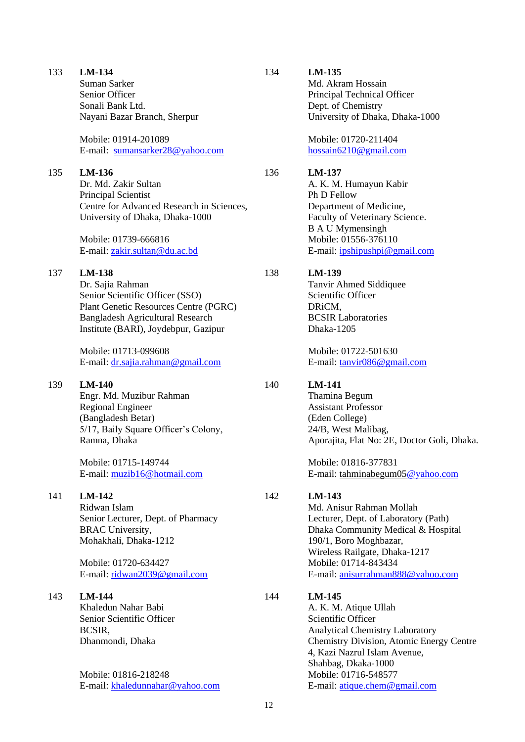133 **LM-134**
Suman Sarker
Senior Officer
Sonali Bank Ltd.
Nayani Bazar Branch, Sherpur

Mobile: 01914-201089
E-mail: sumansarker28@yahoo.com

134 **LM-135**
Md. Akram Hossain
Principal Technical Officer
Dept. of Chemistry
University of Dhaka, Dhaka-1000

Mobile: 01720-211404
hossain6210@gmail.com

135 **LM-136**
Dr. Md. Zakir Sultan
Principal Scientist
Centre for Advanced Research in Sciences,
University of Dhaka, Dhaka-1000

Mobile: 01739-666816
E-mail: zakir.sultan@du.ac.bd

136 **LM-137**
A. K. M. Humayun Kabir
Ph D Fellow
Department of Medicine,
Faculty of Veterinary Science.
B A U Mymensingh
Mobile: 01556-376110
E-mail: ipshipushpi@gmail.com

137 **LM-138**
Dr. Sajia Rahman
Senior Scientific Officer (SSO)
Plant Genetic Resources Centre (PGRC)
Bangladesh Agricultural Research
Institute (BARI), Joydebpur, Gazipur

Mobile: 01713-099608
E-mail: dr.sajia.rahman@gmail.com

138 **LM-139**
Tanvir Ahmed Siddiquee
Scientific Officer
DRiCM,
BCSIR Laboratories
Dhaka-1205

Mobile: 01722-501630
E-mail: tanvir086@gmail.com

139 **LM-140**
Engr. Md. Muzibur Rahman
Regional Engineer
(Bangladesh Betar)
5/17, Baily Square Officer's Colony,
Ramna, Dhaka

Mobile: 01715-149744
E-mail: muzib16@hotmail.com

140 **LM-141**
Thamina Begum
Assistant Professor
(Eden College)
24/B, West Malibag,
Aporajita, Flat No: 2E, Doctor Goli, Dhaka.

Mobile: 01816-377831
E-mail: tahminabegum05@yahoo.com

141 **LM-142**
Ridwan Islam
Senior Lecturer, Dept. of Pharmacy
BRAC University,
Mohakhali, Dhaka-1212

Mobile: 01720-634427
E-mail: ridwan2039@gmail.com

142 **LM-143**
Md. Anisur Rahman Mollah
Lecturer, Dept. of Laboratory (Path)
Dhaka Community Medical & Hospital
190/1, Boro Moghbazar,
Wireless Railgate, Dhaka-1217
Mobile: 01714-843434
E-mail: anisurrahman888@yahoo.com

143 **LM-144**
Khaledun Nahar Babi
Senior Scientific Officer
BCSIR,
Dhanmondi, Dhaka

Mobile: 01816-218248
E-mail: khaledunnahar@yahoo.com

144 **LM-145**
A. K. M. Atique Ullah
Scientific Officer
Analytical Chemistry Laboratory
Chemistry Division, Atomic Energy Centre
4, Kazi Nazrul Islam Avenue,
Shahbag, Dkaka-1000
Mobile: 01716-548577
E-mail: atique.chem@gmail.com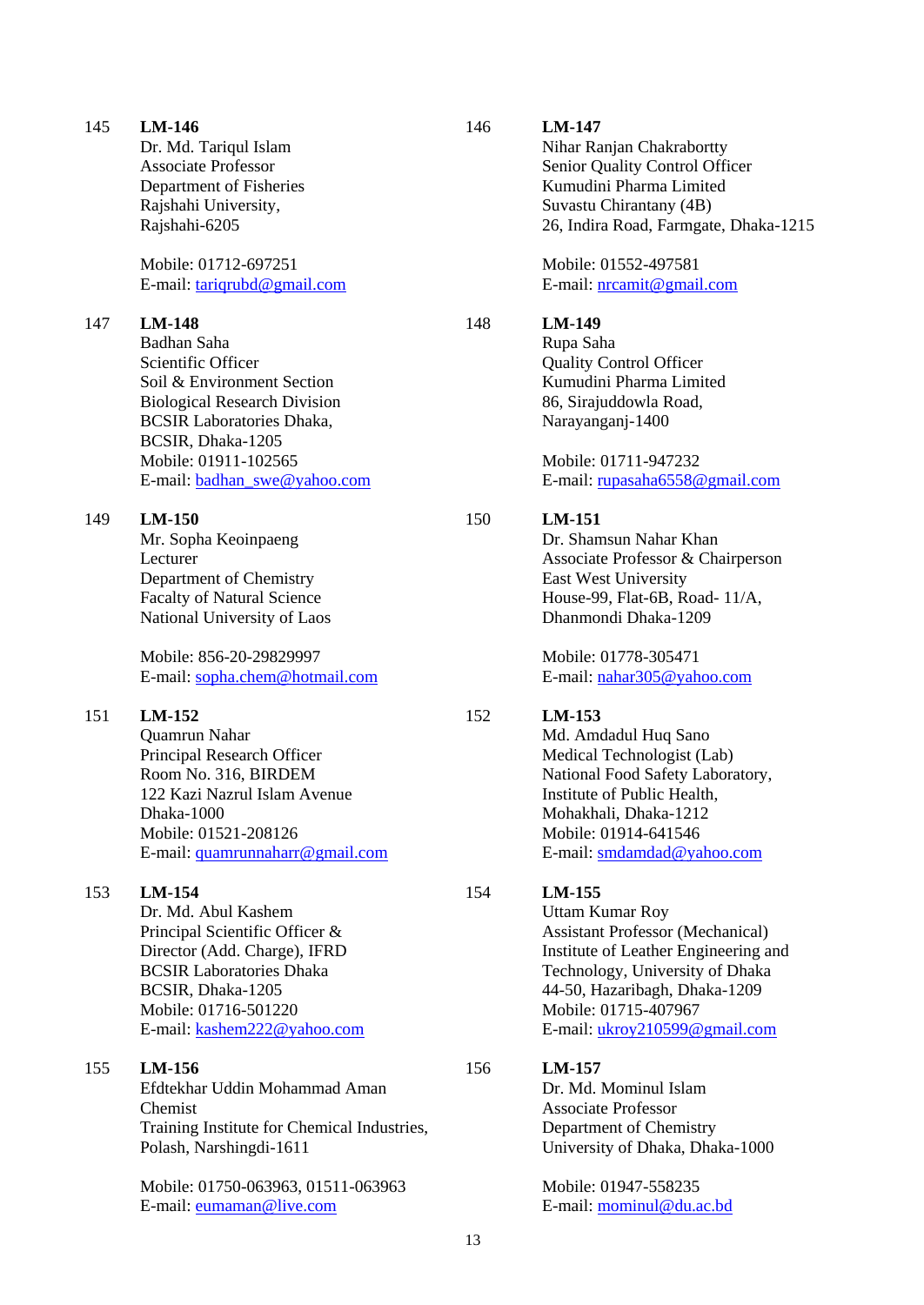145 **LM-146**
Dr. Md. Tariqul Islam
Associate Professor
Department of Fisheries
Rajshahi University,
Rajshahi-6205

Mobile: 01712-697251
E-mail: tariqrubd@gmail.com

146 **LM-147**
Nihar Ranjan Chakrabortty
Senior Quality Control Officer
Kumudini Pharma Limited
Suvastu Chirantany (4B)
26, Indira Road, Farmgate, Dhaka-1215

Mobile: 01552-497581
E-mail: nrcamit@gmail.com

147 **LM-148**
Badhan Saha
Scientific Officer
Soil & Environment Section
Biological Research Division
BCSIR Laboratories Dhaka,
BCSIR, Dhaka-1205
Mobile: 01911-102565
E-mail: badhan_swe@yahoo.com

148 **LM-149**
Rupa Saha
Quality Control Officer
Kumudini Pharma Limited
86, Sirajuddowla Road,
Narayanganj-1400

Mobile: 01711-947232
E-mail: rupasaha6558@gmail.com

149 **LM-150**
Mr. Sopha Keoinpaeng
Lecturer
Department of Chemistry
Facalty of Natural Science
National University of Laos

Mobile: 856-20-29829997
E-mail: sopha.chem@hotmail.com

150 **LM-151**
Dr. Shamsun Nahar Khan
Associate Professor & Chairperson
East West University
House-99, Flat-6B, Road- 11/A,
Dhanmondi Dhaka-1209

Mobile: 01778-305471
E-mail: nahar305@yahoo.com

151 **LM-152**
Quamrun Nahar
Principal Research Officer
Room No. 316, BIRDEM
122 Kazi Nazrul Islam Avenue
Dhaka-1000
Mobile: 01521-208126
E-mail: quamrunnaharr@gmail.com

152 **LM-153**
Md. Amdadul Huq Sano
Medical Technologist (Lab)
National Food Safety Laboratory,
Institute of Public Health,
Mohakhali, Dhaka-1212
Mobile: 01914-641546
E-mail: smdamdad@yahoo.com

153 **LM-154**
Dr. Md. Abul Kashem
Principal Scientific Officer &
Director (Add. Charge), IFRD
BCSIR Laboratories Dhaka
BCSIR, Dhaka-1205
Mobile: 01716-501220
E-mail: kashem222@yahoo.com

154 **LM-155**
Uttam Kumar Roy
Assistant Professor (Mechanical)
Institute of Leather Engineering and
Technology, University of Dhaka
44-50, Hazaribagh, Dhaka-1209
Mobile: 01715-407967
E-mail: ukroy210599@gmail.com

155 **LM-156**
Efdtekhar Uddin Mohammad Aman
Chemist
Training Institute for Chemical Industries,
Polash, Narshingdi-1611

Mobile: 01750-063963, 01511-063963
E-mail: eumaman@live.com

156 **LM-157**
Dr. Md. Mominul Islam
Associate Professor
Department of Chemistry
University of Dhaka, Dhaka-1000

Mobile: 01947-558235
E-mail: mominul@du.ac.bd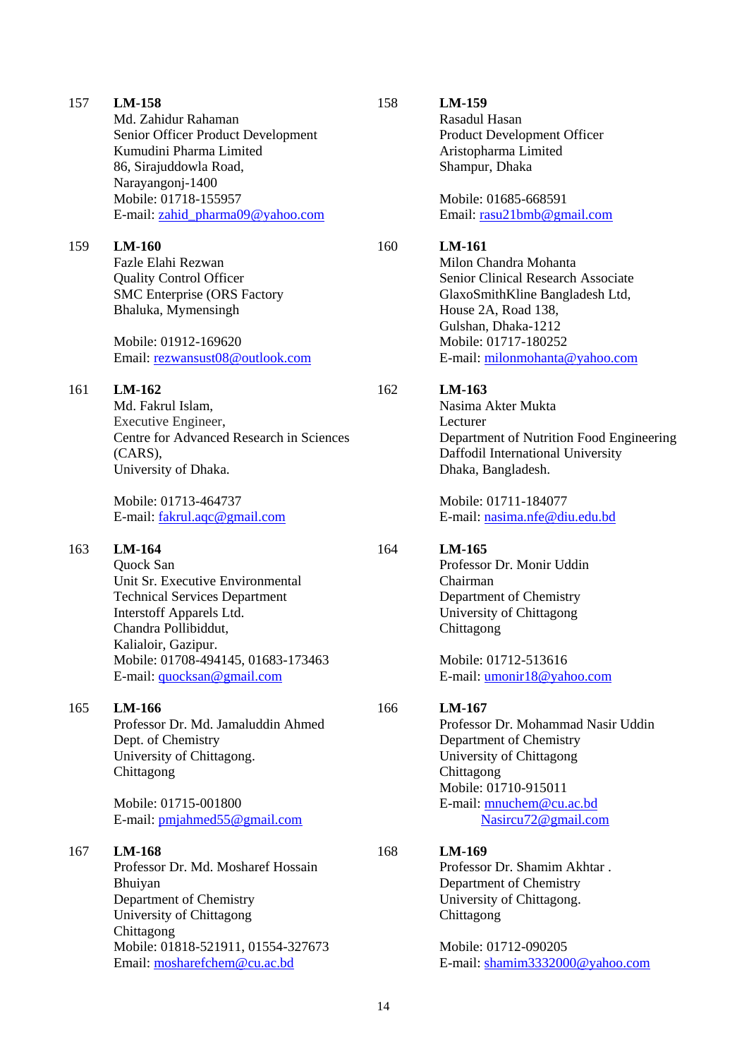157 **LM-158**
Md. Zahidur Rahaman
Senior Officer Product Development
Kumudini Pharma Limited
86, Sirajuddowla Road,
Narayangonj-1400
Mobile: 01718-155957
E-mail: zahid_pharma09@yahoo.com

158 **LM-159**
Rasadul Hasan
Product Development Officer
Aristopharma Limited
Shampur, Dhaka

Mobile: 01685-668591
Email: rasu21bmb@gmail.com

159 **LM-160**
Fazle Elahi Rezwan
Quality Control Officer
SMC Enterprise (ORS Factory
Bhaluka, Mymensingh

Mobile: 01912-169620
Email: rezwansust08@outlook.com

160 **LM-161**
Milon Chandra Mohanta
Senior Clinical Research Associate
GlaxoSmithKline Bangladesh Ltd,
House 2A, Road 138,
Gulshan, Dhaka-1212
Mobile: 01717-180252
E-mail: milonmohanta@yahoo.com

161 **LM-162**
Md. Fakrul Islam,
Executive Engineer,
Centre for Advanced Research in Sciences (CARS),
University of Dhaka.

Mobile: 01713-464737
E-mail: fakrul.aqc@gmail.com

162 **LM-163**
Nasima Akter Mukta
Lecturer
Department of Nutrition Food Engineering
Daffodil International University
Dhaka, Bangladesh.

Mobile: 01711-184077
E-mail: nasima.nfe@diu.edu.bd

163 **LM-164**
Quock San
Unit Sr. Executive Environmental
Technical Services Department
Interstoff Apparels Ltd.
Chandra Pollibiddut,
Kalialoir, Gazipur.
Mobile: 01708-494145, 01683-173463
E-mail: quocksan@gmail.com

164 **LM-165**
Professor Dr. Monir Uddin
Chairman
Department of Chemistry
University of Chittagong
Chittagong

Mobile: 01712-513616
E-mail: umonir18@yahoo.com

165 **LM-166**
Professor Dr. Md. Jamaluddin Ahmed
Dept. of Chemistry
University of Chittagong.
Chittagong

Mobile: 01715-001800
E-mail: pmjahmed55@gmail.com

166 **LM-167**
Professor Dr. Mohammad Nasir Uddin
Department of Chemistry
University of Chittagong
Chittagong
Mobile: 01710-915011
E-mail: mnuchem@cu.ac.bd
Nasircu72@gmail.com

167 **LM-168**
Professor Dr. Md. Mosharef Hossain Bhuiyan
Department of Chemistry
University of Chittagong
Chittagong
Mobile: 01818-521911, 01554-327673
Email: mosharefchem@cu.ac.bd

168 **LM-169**
Professor Dr. Shamim Akhtar .
Department of Chemistry
University of Chittagong.
Chittagong

Mobile: 01712-090205
E-mail: shamim3332000@yahoo.com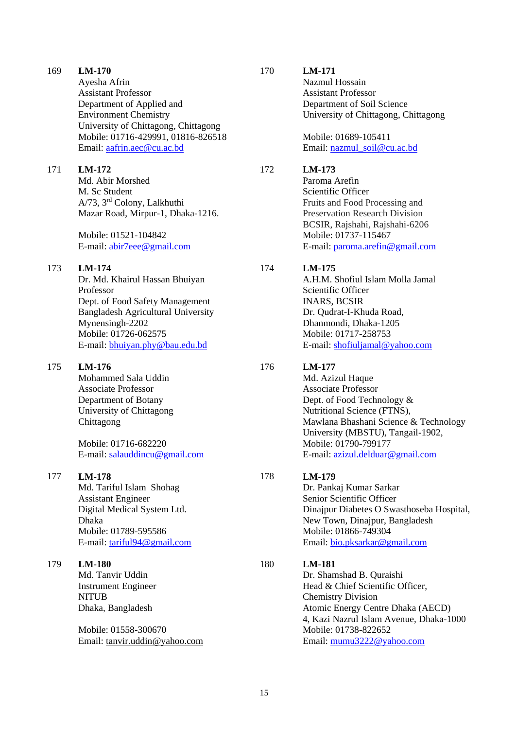169 **LM-170**
Ayesha Afrin
Assistant Professor
Department of Applied and Environment Chemistry
University of Chittagong, Chittagong
Mobile: 01716-429991, 01816-826518
Email: aafrin.aec@cu.ac.bd

170 **LM-171**
Nazmul Hossain
Assistant Professor
Department of Soil Science
University of Chittagong, Chittagong

Mobile: 01689-105411
Email: nazmul_soil@cu.ac.bd

171 **LM-172**
Md. Abir Morshed
M. Sc Student
A/73, 3rd Colony, Lalkhuthi
Mazar Road, Mirpur-1, Dhaka-1216.

Mobile: 01521-104842
E-mail: abir7eee@gmail.com

172 **LM-173**
Paroma Arefin
Scientific Officer
Fruits and Food Processing and Preservation Research Division
BCSIR, Rajshahi, Rajshahi-6206
Mobile: 01737-115467
E-mail: paroma.arefin@gmail.com

173 **LM-174**
Dr. Md. Khairul Hassan Bhuiyan
Professor
Dept. of Food Safety Management
Bangladesh Agricultural University
Mynensingh-2202
Mobile: 01726-062575
E-mail: bhuiyan.phy@bau.edu.bd

174 **LM-175**
A.H.M. Shofiul Islam Molla Jamal
Scientific Officer
INARS, BCSIR
Dr. Qudrat-I-Khuda Road,
Dhanmondi, Dhaka-1205
Mobile: 01717-258753
E-mail: shofiuljamal@yahoo.com

175 **LM-176**
Mohammed Sala Uddin
Associate Professor
Department of Botany
University of Chittagong
Chittagong

Mobile: 01716-682220
E-mail: salauddincu@gmail.com

176 **LM-177**
Md. Azizul Haque
Associate Professor
Dept. of Food Technology & Nutritional Science (FTNS),
Mawlana Bhashani Science & Technology University (MBSTU), Tangail-1902,
Mobile: 01790-799177
E-mail: azizul.delduar@gmail.com

177 **LM-178**
Md. Tariful Islam Shohag
Assistant Engineer
Digital Medical System Ltd.
Dhaka
Mobile: 01789-595586
E-mail: tariful94@gmail.com

178 **LM-179**
Dr. Pankaj Kumar Sarkar
Senior Scientific Officer
Dinajpur Diabetes O Swasthoseba Hospital,
New Town, Dinajpur, Bangladesh
Mobile: 01866-749304
Email: bio.pksarkar@gmail.com

179 **LM-180**
Md. Tanvir Uddin
Instrument Engineer
NITUB
Dhaka, Bangladesh

Mobile: 01558-300670
Email: tanvir.uddin@yahoo.com

180 **LM-181**
Dr. Shamshad B. Quraishi
Head & Chief Scientific Officer,
Chemistry Division
Atomic Energy Centre Dhaka (AECD)
4, Kazi Nazrul Islam Avenue, Dhaka-1000
Mobile: 01738-822652
Email: mumu3222@yahoo.com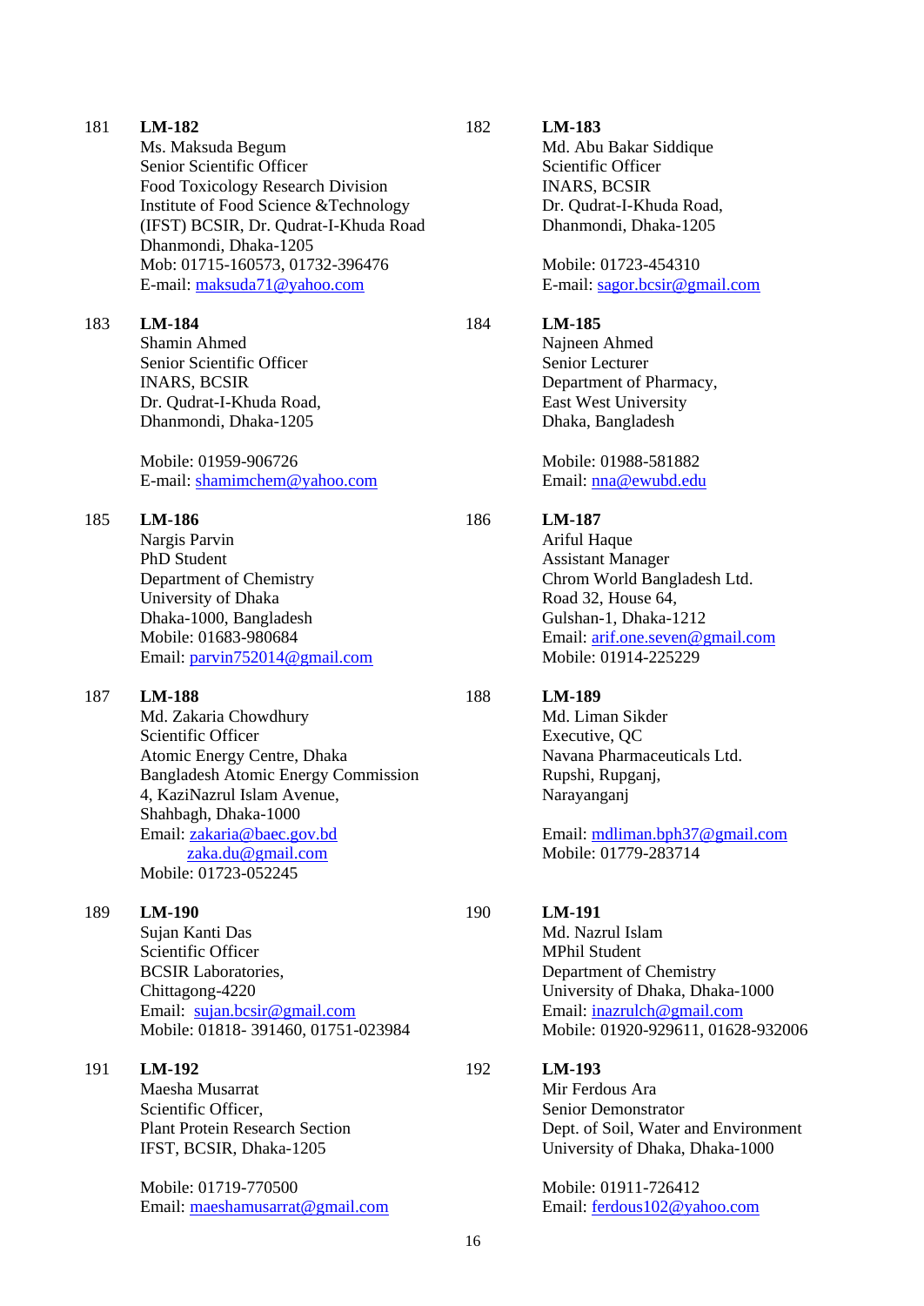181 **LM-182**
Ms. Maksuda Begum
Senior Scientific Officer
Food Toxicology Research Division
Institute of Food Science &Technology
(IFST) BCSIR, Dr. Qudrat-I-Khuda Road
Dhanmondi, Dhaka-1205
Mob: 01715-160573, 01732-396476
E-mail: maksuda71@yahoo.com

182 **LM-183**
Md. Abu Bakar Siddique
Scientific Officer
INARS, BCSIR
Dr. Qudrat-I-Khuda Road,
Dhanmondi, Dhaka-1205

Mobile: 01723-454310
E-mail: sagor.bcsir@gmail.com

183 **LM-184**
Shamin Ahmed
Senior Scientific Officer
INARS, BCSIR
Dr. Qudrat-I-Khuda Road,
Dhanmondi, Dhaka-1205

Mobile: 01959-906726
E-mail: shamimchem@yahoo.com

184 **LM-185**
Najneen Ahmed
Senior Lecturer
Department of Pharmacy,
East West University
Dhaka, Bangladesh

Mobile: 01988-581882
Email: nna@ewubd.edu

185 **LM-186**
Nargis Parvin
PhD Student
Department of Chemistry
University of Dhaka
Dhaka-1000, Bangladesh
Mobile: 01683-980684
Email: parvin752014@gmail.com

186 **LM-187**
Ariful Haque
Assistant Manager
Chrom World Bangladesh Ltd.
Road 32, House 64,
Gulshan-1, Dhaka-1212
Email: arif.one.seven@gmail.com
Mobile: 01914-225229

187 **LM-188**
Md. Zakaria Chowdhury
Scientific Officer
Atomic Energy Centre, Dhaka
Bangladesh Atomic Energy Commission
4, KaziNazrul Islam Avenue,
Shahbagh, Dhaka-1000
Email: zakaria@baec.gov.bd
zaka.du@gmail.com
Mobile: 01723-052245

188 **LM-189**
Md. Liman Sikder
Executive, QC
Navana Pharmaceuticals Ltd.
Rupshi, Rupganj,
Narayanganj

Email: mdliman.bph37@gmail.com
Mobile: 01779-283714

189 **LM-190**
Sujan Kanti Das
Scientific Officer
BCSIR Laboratories,
Chittagong-4220
Email: sujan.bcsir@gmail.com
Mobile: 01818- 391460, 01751-023984

190 **LM-191**
Md. Nazrul Islam
MPhil Student
Department of Chemistry
University of Dhaka, Dhaka-1000
Email: inazrulch@gmail.com
Mobile: 01920-929611, 01628-932006

191 **LM-192**
Maesha Musarrat
Scientific Officer,
Plant Protein Research Section
IFST, BCSIR, Dhaka-1205

Mobile: 01719-770500
Email: maeshamusarrat@gmail.com

192 **LM-193**
Mir Ferdous Ara
Senior Demonstrator
Dept. of Soil, Water and Environment
University of Dhaka, Dhaka-1000

Mobile: 01911-726412
Email: ferdous102@yahoo.com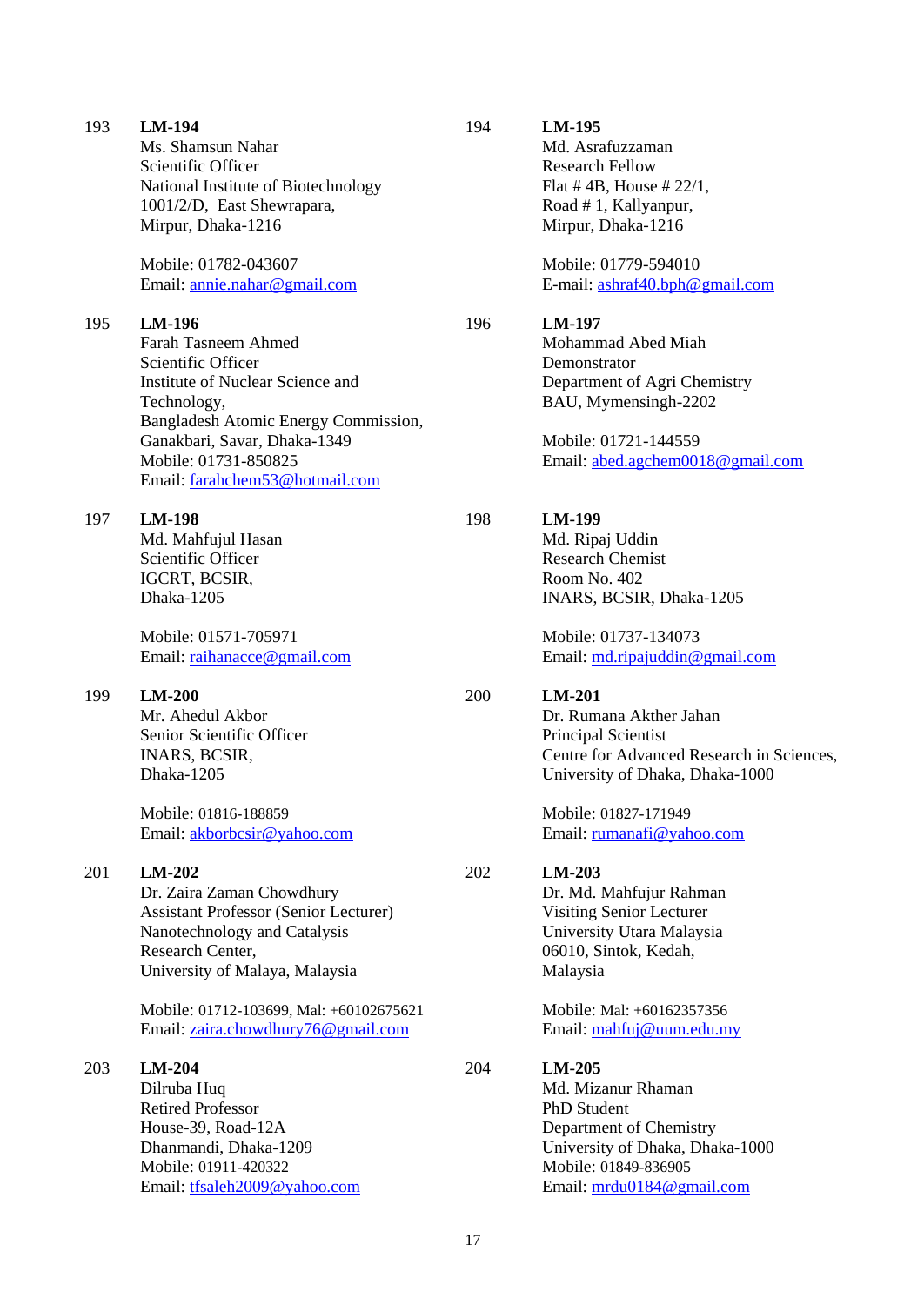193 **LM-194**
Ms. Shamsun Nahar
Scientific Officer
National Institute of Biotechnology
1001/2/D, East Shewrapara,
Mirpur, Dhaka-1216

Mobile: 01782-043607
Email: annie.nahar@gmail.com

194 **LM-195**
Md. Asrafuzzaman
Research Fellow
Flat # 4B, House # 22/1,
Road # 1, Kallyanpur,
Mirpur, Dhaka-1216

Mobile: 01779-594010
E-mail: ashraf40.bph@gmail.com

195 **LM-196**
Farah Tasneem Ahmed
Scientific Officer
Institute of Nuclear Science and Technology,
Bangladesh Atomic Energy Commission,
Ganakbari, Savar, Dhaka-1349
Mobile: 01731-850825
Email: farahchem53@hotmail.com

196 **LM-197**
Mohammad Abed Miah
Demonstrator
Department of Agri Chemistry
BAU, Mymensingh-2202

Mobile: 01721-144559
Email: abed.agchem0018@gmail.com

197 **LM-198**
Md. Mahfujul Hasan
Scientific Officer
IGCRT, BCSIR,
Dhaka-1205

Mobile: 01571-705971
Email: raihanacce@gmail.com

198 **LM-199**
Md. Ripaj Uddin
Research Chemist
Room No. 402
INARS, BCSIR, Dhaka-1205

Mobile: 01737-134073
Email: md.ripajuddin@gmail.com

199 **LM-200**
Mr. Ahedul Akbor
Senior Scientific Officer
INARS, BCSIR,
Dhaka-1205

Mobile: 01816-188859
Email: akborbcsir@yahoo.com

200 **LM-201**
Dr. Rumana Akther Jahan
Principal Scientist
Centre for Advanced Research in Sciences,
University of Dhaka, Dhaka-1000

Mobile: 01827-171949
Email: rumanafi@yahoo.com

201 **LM-202**
Dr. Zaira Zaman Chowdhury
Assistant Professor (Senior Lecturer)
Nanotechnology and Catalysis
Research Center,
University of Malaya, Malaysia

Mobile: 01712-103699, Mal: +60102675621
Email: zaira.chowdhury76@gmail.com

202 **LM-203**
Dr. Md. Mahfujur Rahman
Visiting Senior Lecturer
University Utara Malaysia
06010, Sintok, Kedah,
Malaysia

Mobile: Mal: +60162357356
Email: mahfuj@uum.edu.my

203 **LM-204**
Dilruba Huq
Retired Professor
House-39, Road-12A
Dhanmandi, Dhaka-1209
Mobile: 01911-420322
Email: tfsaleh2009@yahoo.com

204 **LM-205**
Md. Mizanur Rhaman
PhD Student
Department of Chemistry
University of Dhaka, Dhaka-1000
Mobile: 01849-836905
Email: mrdu0184@gmail.com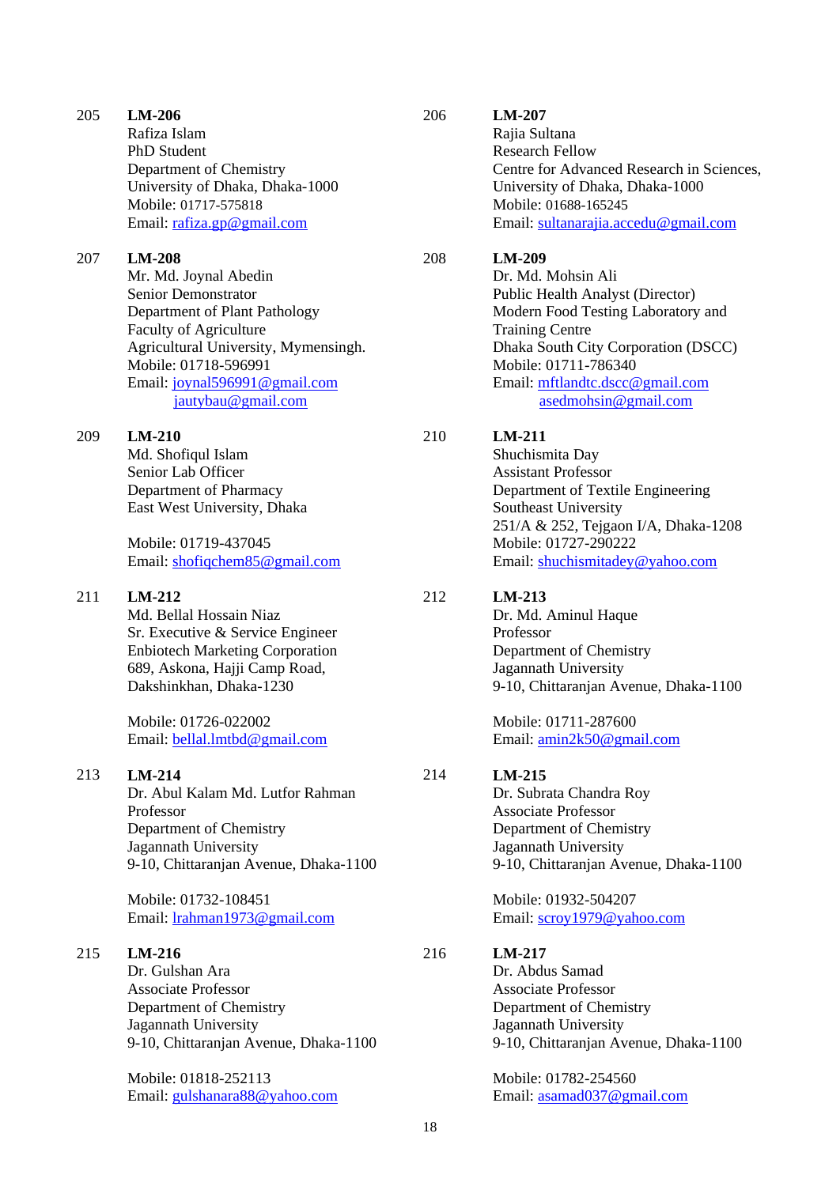205 **LM-206**
Rafiza Islam
PhD Student
Department of Chemistry
University of Dhaka, Dhaka-1000
Mobile: 01717-575818
Email: rafiza.gp@gmail.com

206 **LM-207**
Rajia Sultana
Research Fellow
Centre for Advanced Research in Sciences,
University of Dhaka, Dhaka-1000
Mobile: 01688-165245
Email: sultanarajia.accedu@gmail.com

207 **LM-208**
Mr. Md. Joynal Abedin
Senior Demonstrator
Department of Plant Pathology
Faculty of Agriculture
Agricultural University, Mymensingh.
Mobile: 01718-596991
Email: joynal596991@gmail.com
jautybau@gmail.com

208 **LM-209**
Dr. Md. Mohsin Ali
Public Health Analyst (Director)
Modern Food Testing Laboratory and
Training Centre
Dhaka South City Corporation (DSCC)
Mobile: 01711-786340
Email: mftlandtc.dscc@gmail.com
asedmohsin@gmail.com

209 **LM-210**
Md. Shofiqul Islam
Senior Lab Officer
Department of Pharmacy
East West University, Dhaka

Mobile: 01719-437045
Email: shofiqchem85@gmail.com

210 **LM-211**
Shuchismita Day
Assistant Professor
Department of Textile Engineering
Southeast University
251/A & 252, Tejgaon I/A, Dhaka-1208
Mobile: 01727-290222
Email: shuchismitadey@yahoo.com

211 **LM-212**
Md. Bellal Hossain Niaz
Sr. Executive & Service Engineer
Enbiotech Marketing Corporation
689, Askona, Hajji Camp Road,
Dakshinkhan, Dhaka-1230

Mobile: 01726-022002
Email: bellal.lmtbd@gmail.com

212 **LM-213**
Dr. Md. Aminul Haque
Professor
Department of Chemistry
Jagannath University
9-10, Chittaranjan Avenue, Dhaka-1100

Mobile: 01711-287600
Email: amin2k50@gmail.com

213 **LM-214**
Dr. Abul Kalam Md. Lutfor Rahman
Professor
Department of Chemistry
Jagannath University
9-10, Chittaranjan Avenue, Dhaka-1100

Mobile: 01732-108451
Email: lrahman1973@gmail.com

214 **LM-215**
Dr. Subrata Chandra Roy
Associate Professor
Department of Chemistry
Jagannath University
9-10, Chittaranjan Avenue, Dhaka-1100

Mobile: 01932-504207
Email: scroy1979@yahoo.com

215 **LM-216**
Dr. Gulshan Ara
Associate Professor
Department of Chemistry
Jagannath University
9-10, Chittaranjan Avenue, Dhaka-1100

Mobile: 01818-252113
Email: gulshanara88@yahoo.com

216 **LM-217**
Dr. Abdus Samad
Associate Professor
Department of Chemistry
Jagannath University
9-10, Chittaranjan Avenue, Dhaka-1100

Mobile: 01782-254560
Email: asamad037@gmail.com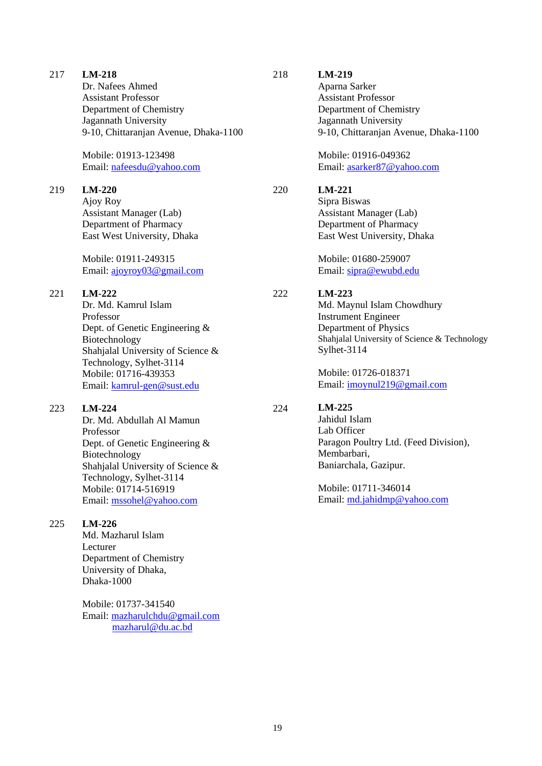217 **LM-218**
Dr. Nafees Ahmed
Assistant Professor
Department of Chemistry
Jagannath University
9-10, Chittaranjan Avenue, Dhaka-1100

Mobile: 01913-123498
Email: nafeesdu@yahoo.com

218 **LM-219**
Aparna Sarker
Assistant Professor
Department of Chemistry
Jagannath University
9-10, Chittaranjan Avenue, Dhaka-1100

Mobile: 01916-049362
Email: asarker87@yahoo.com

219 **LM-220**
Ajoy Roy
Assistant Manager (Lab)
Department of Pharmacy
East West University, Dhaka

Mobile: 01911-249315
Email: ajoyroy03@gmail.com

220 **LM-221**
Sipra Biswas
Assistant Manager (Lab)
Department of Pharmacy
East West University, Dhaka

Mobile: 01680-259007
Email: sipra@ewubd.edu

221 **LM-222**
Dr. Md. Kamrul Islam
Professor
Dept. of Genetic Engineering &
Biotechnology
Shahjalal University of Science &
Technology, Sylhet-3114
Mobile: 01716-439353
Email: kamrul-gen@sust.edu

222 **LM-223**
Md. Maynul Islam Chowdhury
Instrument Engineer
Department of Physics
Shahjalal University of Science & Technology
Sylhet-3114

Mobile: 01726-018371
Email: imoynul219@gmail.com

223 **LM-224**
Dr. Md. Abdullah Al Mamun
Professor
Dept. of Genetic Engineering &
Biotechnology
Shahjalal University of Science &
Technology, Sylhet-3114
Mobile: 01714-516919
Email: mssohel@yahoo.com

224 **LM-225**
Jahidul Islam
Lab Officer
Paragon Poultry Ltd. (Feed Division),
Membarbari,
Baniarchala, Gazipur.

Mobile: 01711-346014
Email: md.jahidmp@yahoo.com

225 **LM-226**
Md. Mazharul Islam
Lecturer
Department of Chemistry
University of Dhaka,
Dhaka-1000

Mobile: 01737-341540
Email: mazharulchdu@gmail.com
mazharul@du.ac.bd